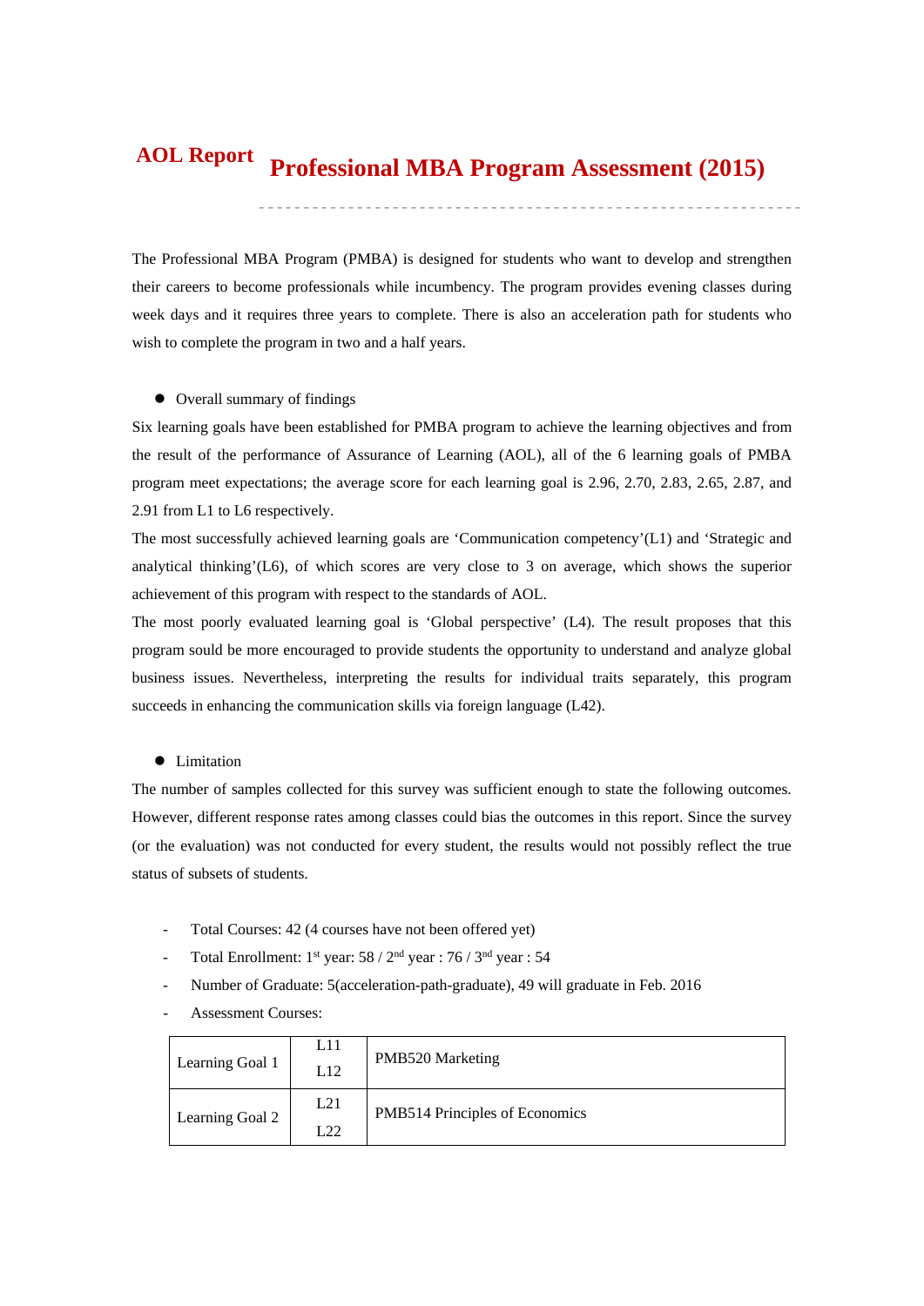# AOL Report — Professional MBA Program Assessment (2015)

The Professional MBA Program (PMBA) is designed for students who want to develop and strengthen their careers to become professionals while incumbency. The program provides evening classes during week days and it requires three years to complete. There is also an acceleration path for students who wish to complete the program in two and a half years.

- Overall summary of findings

Six learning goals have been established for PMBA program to achieve the learning objectives and from the result of the performance of Assurance of Learning (AOL), all of the 6 learning goals of PMBA program meet expectations; the average score for each learning goal is 2.96, 2.70, 2.83, 2.65, 2.87, and 2.91 from L1 to L6 respectively.

The most successfully achieved learning goals are 'Communication competency'(L1) and 'Strategic and analytical thinking'(L6), of which scores are very close to 3 on average, which shows the superior achievement of this program with respect to the standards of AOL.

The most poorly evaluated learning goal is 'Global perspective' (L4). The result proposes that this program sould be more encouraged to provide students the opportunity to understand and analyze global business issues. Nevertheless, interpreting the results for individual traits separately, this program succeeds in enhancing the communication skills via foreign language (L42).

- Limitation

The number of samples collected for this survey was sufficient enough to state the following outcomes. However, different response rates among classes could bias the outcomes in this report. Since the survey (or the evaluation) was not conducted for every student, the results would not possibly reflect the true status of subsets of students.

- Total Courses: 42 (4 courses have not been offered yet)
- Total Enrollment: 1st year: 58 / 2nd year : 76 / 3rd year : 54
- Number of Graduate: 5(acceleration-path-graduate), 49 will graduate in Feb. 2016
- Assessment Courses:

| | | |
|---|---|---|
| Learning Goal 1 | L11<br>L12 | PMB520 Marketing |
| Learning Goal 2 | L21<br>L22 | PMB514 Principles of Economics |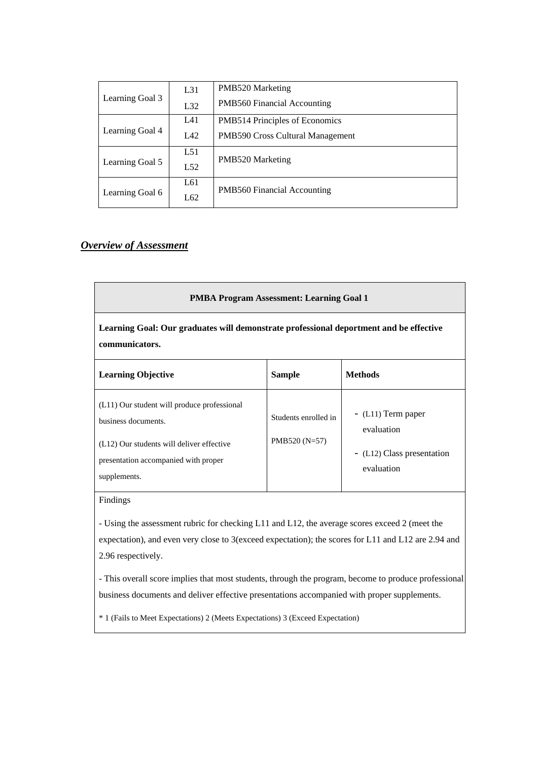| | | |
|---|---|---|
| Learning Goal 3 | L31<br>L32 | PMB520 Marketing<br>PMB560 Financial Accounting |
| Learning Goal 4 | L41<br>L42 | PMB514 Principles of Economics<br>PMB590 Cross Cultural Management |
| Learning Goal 5 | L51<br>L52 | PMB520 Marketing |
| Learning Goal 6 | L61<br>L62 | PMB560 Financial Accounting |

## ***Overview of Assessment***

| **PMBA Program Assessment: Learning Goal 1** | | |
|---|---|---|
| **Learning Goal: Our graduates will demonstrate professional deportment and be effective communicators.** | | |
| **Learning Objective** | **Sample** | **Methods** |
| (L11) Our student will produce professional business documents.<br><br>(L12) Our students will deliver effective presentation accompanied with proper supplements. | Students enrolled in PMB520 (N=57) | - (L11) Term paper evaluation<br>- (L12) Class presentation evaluation |

Findings

- Using the assessment rubric for checking L11 and L12, the average scores exceed 2 (meet the expectation), and even very close to 3(exceed expectation); the scores for L11 and L12 are 2.94 and 2.96 respectively.

- This overall score implies that most students, through the program, become to produce professional business documents and deliver effective presentations accompanied with proper supplements.

* 1 (Fails to Meet Expectations) 2 (Meets Expectations) 3 (Exceed Expectation)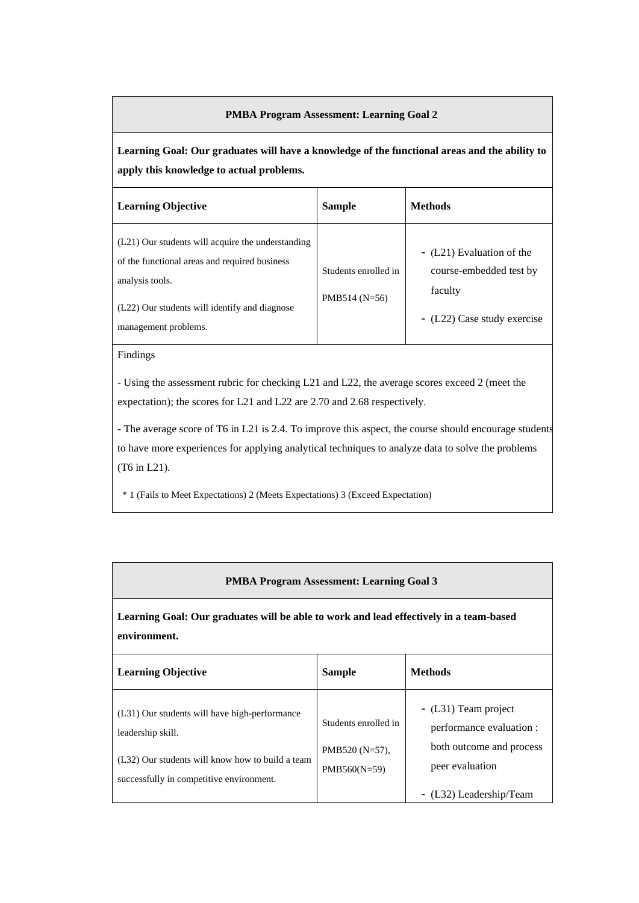| **PMBA Program Assessment: Learning Goal 2** | | |
|---|---|---|
| **Learning Goal: Our graduates will have a knowledge of the functional areas and the ability to apply this knowledge to actual problems.** | | |
| **Learning Objective** | **Sample** | **Methods** |
| (L21) Our students will acquire the understanding of the functional areas and required business analysis tools.<br>(L22) Our students will identify and diagnose management problems. | Students enrolled in PMB514 (N=56) | - (L21) Evaluation of the course-embedded test by faculty<br>- (L22) Case study exercise |
| Findings<br>- Using the assessment rubric for checking L21 and L22, the average scores exceed 2 (meet the expectation); the scores for L21 and L22 are 2.70 and 2.68 respectively.<br>- The average score of T6 in L21 is 2.4. To improve this aspect, the course should encourage students to have more experiences for applying analytical techniques to analyze data to solve the problems (T6 in L21).<br>* 1 (Fails to Meet Expectations) 2 (Meets Expectations) 3 (Exceed Expectation) | | |

| **PMBA Program Assessment: Learning Goal 3** | | |
|---|---|---|
| **Learning Goal: Our graduates will be able to work and lead effectively in a team-based environment.** | | |
| **Learning Objective** | **Sample** | **Methods** |
| (L31) Our students will have high-performance leadership skill.<br>(L32) Our students will know how to build a team successfully in competitive environment. | Students enrolled in PMB520 (N=57), PMB560(N=59) | - (L31) Team project performance evaluation : both outcome and process peer evaluation<br>- (L32) Leadership/Team |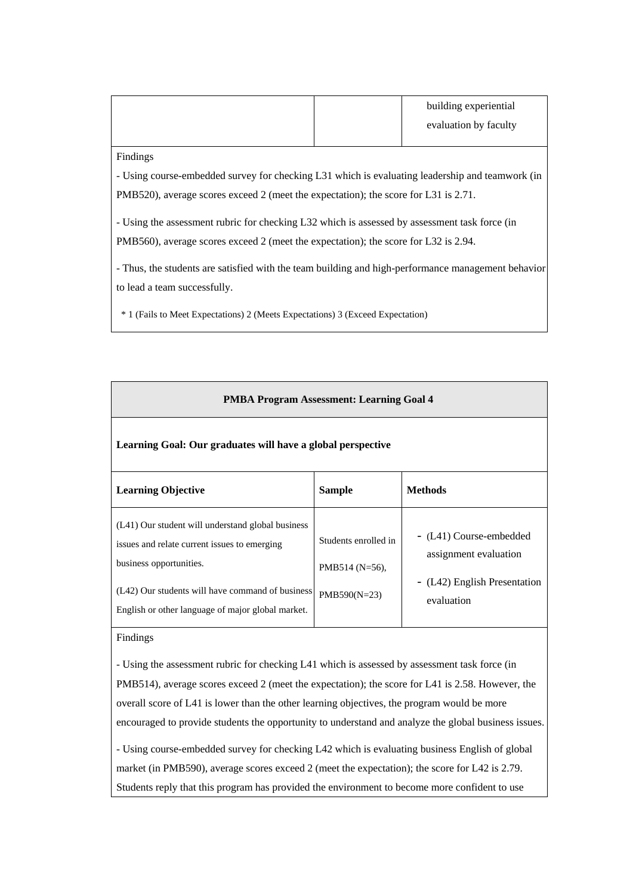| | | building experiential evaluation by faculty |
|---|---|---|

Findings

- Using course-embedded survey for checking L31 which is evaluating leadership and teamwork (in PMB520), average scores exceed 2 (meet the expectation); the score for L31 is 2.71.

- Using the assessment rubric for checking L32 which is assessed by assessment task force (in PMB560), average scores exceed 2 (meet the expectation); the score for L32 is 2.94.

- Thus, the students are satisfied with the team building and high-performance management behavior to lead a team successfully.

\* 1 (Fails to Meet Expectations) 2 (Meets Expectations) 3 (Exceed Expectation)

**PMBA Program Assessment: Learning Goal 4**

**Learning Goal: Our graduates will have a global perspective**

| **Learning Objective** | **Sample** | **Methods** |
|---|---|---|
| (L41) Our student will understand global business issues and relate current issues to emerging business opportunities.<br>(L42) Our students will have command of business English or other language of major global market. | Students enrolled in PMB514 (N=56), PMB590(N=23) | - (L41) Course-embedded assignment evaluation<br>- (L42) English Presentation evaluation |

Findings

- Using the assessment rubric for checking L41 which is assessed by assessment task force (in PMB514), average scores exceed 2 (meet the expectation); the score for L41 is 2.58. However, the overall score of L41 is lower than the other learning objectives, the program would be more encouraged to provide students the opportunity to understand and analyze the global business issues.

- Using course-embedded survey for checking L42 which is evaluating business English of global market (in PMB590), average scores exceed 2 (meet the expectation); the score for L42 is 2.79. Students reply that this program has provided the environment to become more confident to use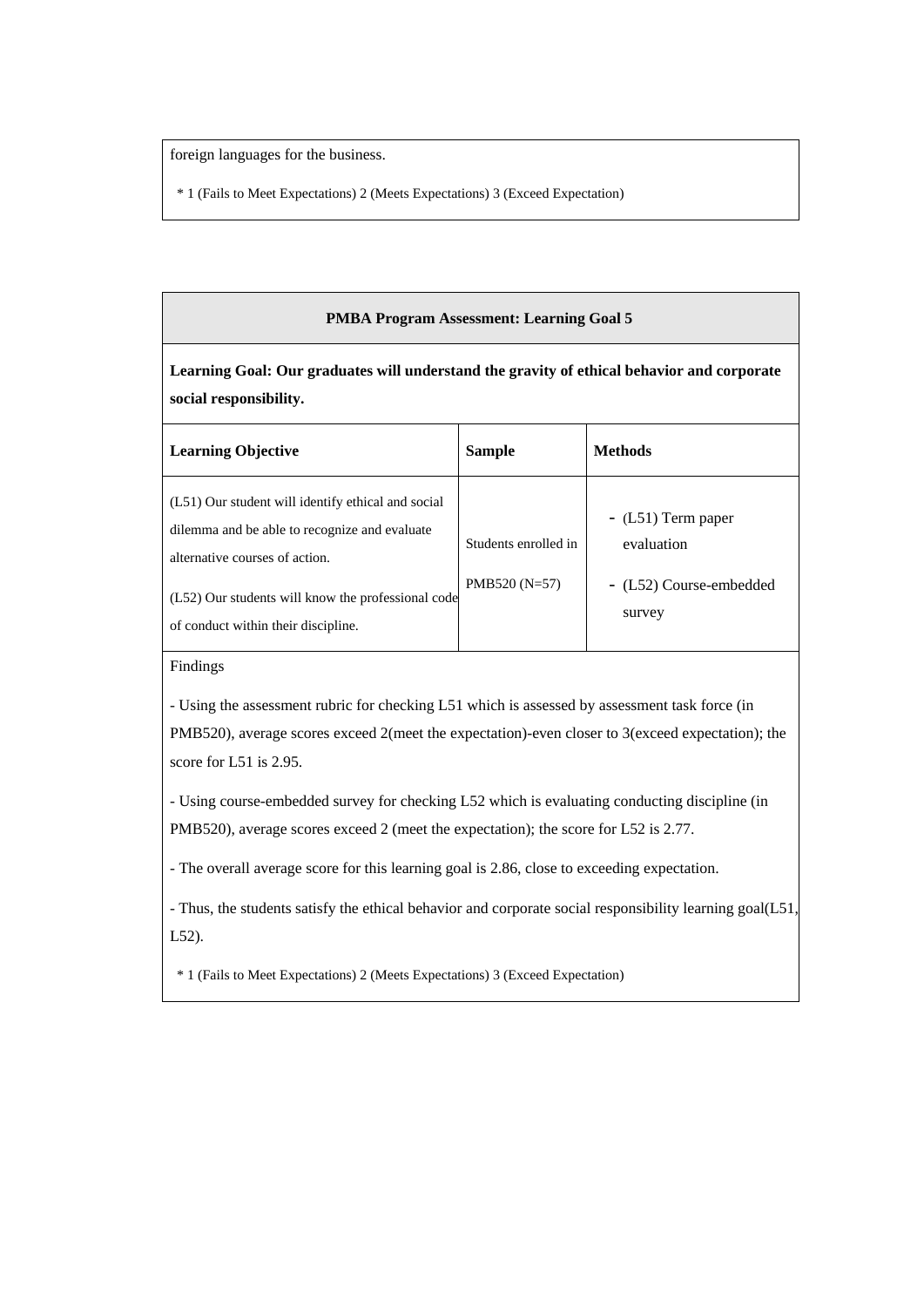foreign languages for the business.

* 1 (Fails to Meet Expectations) 2 (Meets Expectations) 3 (Exceed Expectation)

**PMBA Program Assessment: Learning Goal 5**

**Learning Goal: Our graduates will understand the gravity of ethical behavior and corporate social responsibility.**

| **Learning Objective** | **Sample** | **Methods** |
|---|---|---|
| (L51) Our student will identify ethical and social dilemma and be able to recognize and evaluate alternative courses of action.<br><br>(L52) Our students will know the professional code of conduct within their discipline. | Students enrolled in PMB520 (N=57) | - (L51) Term paper evaluation<br><br>- (L52) Course-embedded survey |

Findings

- Using the assessment rubric for checking L51 which is assessed by assessment task force (in PMB520), average scores exceed 2(meet the expectation)-even closer to 3(exceed expectation); the score for L51 is 2.95.

- Using course-embedded survey for checking L52 which is evaluating conducting discipline (in PMB520), average scores exceed 2 (meet the expectation); the score for L52 is 2.77.

- The overall average score for this learning goal is 2.86, close to exceeding expectation.

- Thus, the students satisfy the ethical behavior and corporate social responsibility learning goal(L51, L52).

* 1 (Fails to Meet Expectations) 2 (Meets Expectations) 3 (Exceed Expectation)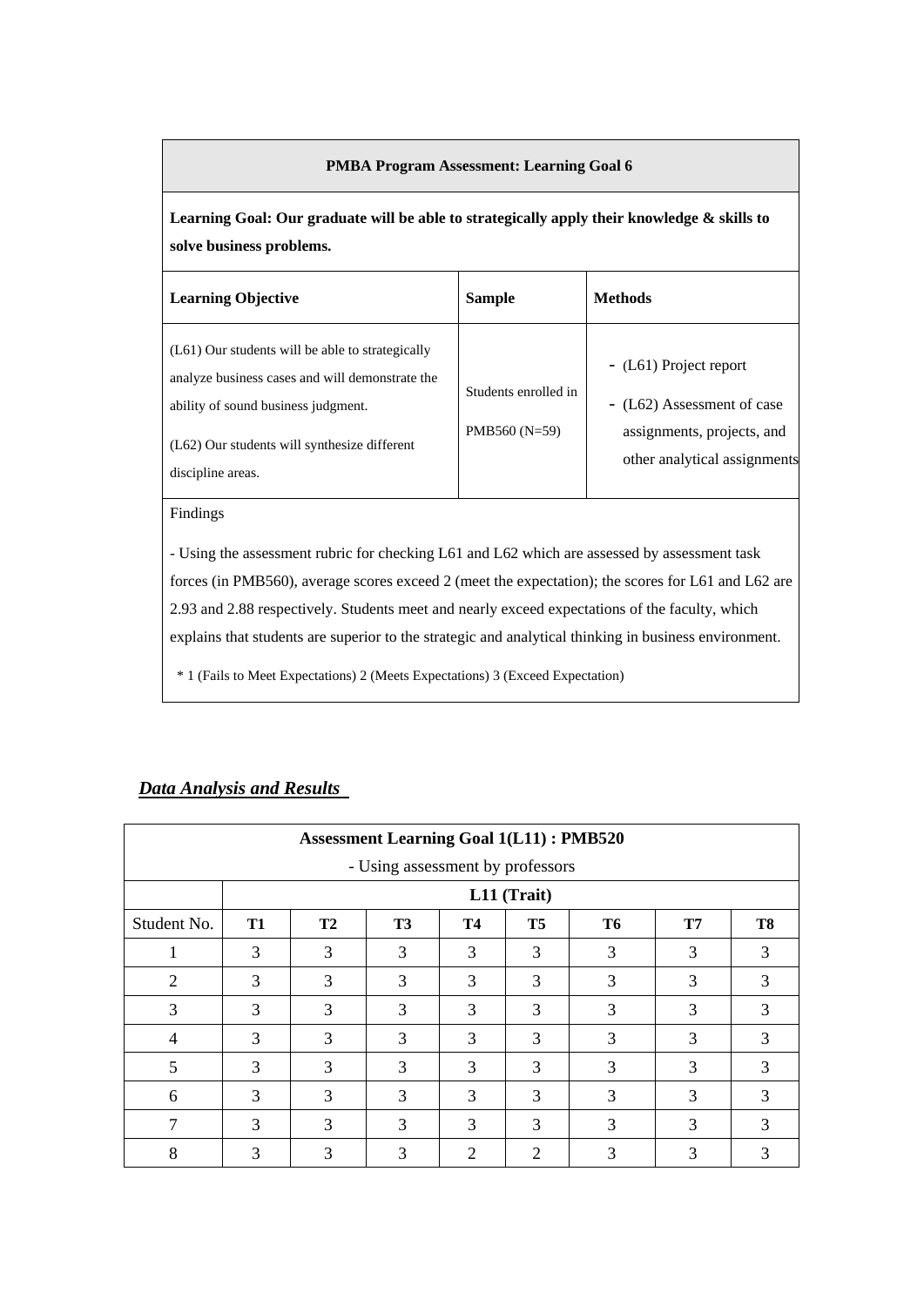| PMBA Program Assessment: Learning Goal 6 | | |
|---|---|---|
| **Learning Goal: Our graduate will be able to strategically apply their knowledge & skills to solve business problems.** | | |
| **Learning Objective** | **Sample** | **Methods** |
| (L61) Our students will be able to strategically analyze business cases and will demonstrate the ability of sound business judgment.<br><br>(L62) Our students will synthesize different discipline areas. | Students enrolled in PMB560 (N=59) | - (L61) Project report<br>- (L62) Assessment of case assignments, projects, and other analytical assignments |
| Findings<br><br>- Using the assessment rubric for checking L61 and L62 which are assessed by assessment task forces (in PMB560), average scores exceed 2 (meet the expectation); the scores for L61 and L62 are 2.93 and 2.88 respectively. Students meet and nearly exceed expectations of the faculty, which explains that students are superior to the strategic and analytical thinking in business environment.<br><br>* 1 (Fails to Meet Expectations) 2 (Meets Expectations) 3 (Exceed Expectation) | | |

***Data Analysis and Results***

| **Assessment Learning Goal 1(L11) : PMB520**<br>- Using assessment by professors | | | | | | | | |
|---|---|---|---|---|---|---|---|---|
| | **L11 (Trait)** | | | | | | | |
| Student No. | **T1** | **T2** | **T3** | **T4** | **T5** | **T6** | **T7** | **T8** |
| 1 | 3 | 3 | 3 | 3 | 3 | 3 | 3 | 3 |
| 2 | 3 | 3 | 3 | 3 | 3 | 3 | 3 | 3 |
| 3 | 3 | 3 | 3 | 3 | 3 | 3 | 3 | 3 |
| 4 | 3 | 3 | 3 | 3 | 3 | 3 | 3 | 3 |
| 5 | 3 | 3 | 3 | 3 | 3 | 3 | 3 | 3 |
| 6 | 3 | 3 | 3 | 3 | 3 | 3 | 3 | 3 |
| 7 | 3 | 3 | 3 | 3 | 3 | 3 | 3 | 3 |
| 8 | 3 | 3 | 3 | 2 | 2 | 3 | 3 | 3 |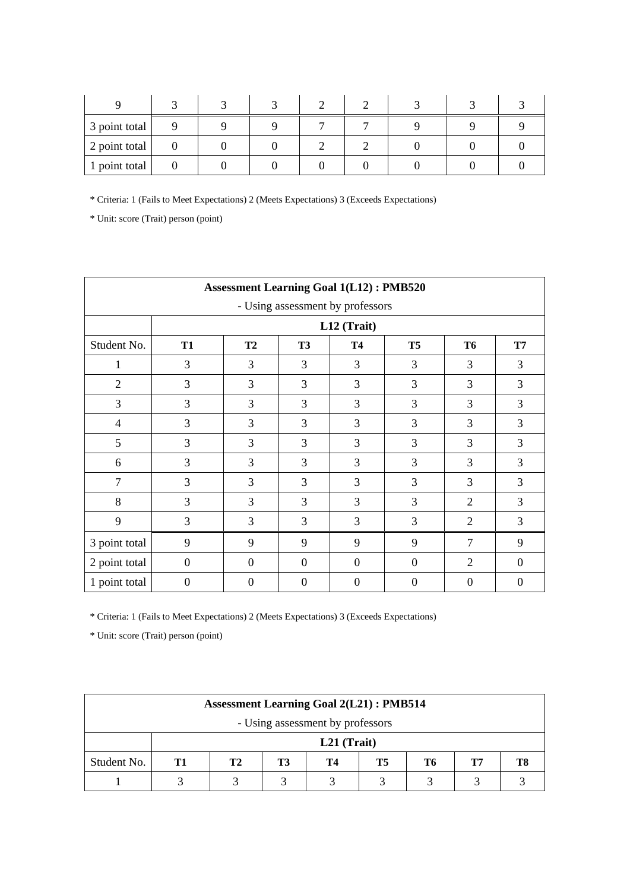| 9 | 3 | 3 | 3 | 2 | 2 | 3 | 3 | 3 |
|---|---|---|---|---|---|---|---|---|
| 3 point total | 9 | 9 | 9 | 7 | 7 | 9 | 9 | 9 |
| 2 point total | 0 | 0 | 0 | 2 | 2 | 0 | 0 | 0 |
| 1 point total | 0 | 0 | 0 | 0 | 0 | 0 | 0 | 0 |

* Criteria: 1 (Fails to Meet Expectations) 2 (Meets Expectations) 3 (Exceeds Expectations)

* Unit: score (Trait) person (point)

| **Assessment Learning Goal 1(L12) : PMB520** - Using assessment by professors | | | | | | | |
|---|---|---|---|---|---|---|---|
| | **L12 (Trait)** | | | | | | |
| Student No. | **T1** | **T2** | **T3** | **T4** | **T5** | **T6** | **T7** |
| 1 | 3 | 3 | 3 | 3 | 3 | 3 | 3 |
| 2 | 3 | 3 | 3 | 3 | 3 | 3 | 3 |
| 3 | 3 | 3 | 3 | 3 | 3 | 3 | 3 |
| 4 | 3 | 3 | 3 | 3 | 3 | 3 | 3 |
| 5 | 3 | 3 | 3 | 3 | 3 | 3 | 3 |
| 6 | 3 | 3 | 3 | 3 | 3 | 3 | 3 |
| 7 | 3 | 3 | 3 | 3 | 3 | 3 | 3 |
| 8 | 3 | 3 | 3 | 3 | 3 | 2 | 3 |
| 9 | 3 | 3 | 3 | 3 | 3 | 2 | 3 |
| 3 point total | 9 | 9 | 9 | 9 | 9 | 7 | 9 |
| 2 point total | 0 | 0 | 0 | 0 | 0 | 2 | 0 |
| 1 point total | 0 | 0 | 0 | 0 | 0 | 0 | 0 |

* Criteria: 1 (Fails to Meet Expectations) 2 (Meets Expectations) 3 (Exceeds Expectations)

* Unit: score (Trait) person (point)

| **Assessment Learning Goal 2(L21) : PMB514** - Using assessment by professors | | | | | | | | |
|---|---|---|---|---|---|---|---|---|
| | **L21 (Trait)** | | | | | | | |
| Student No. | **T1** | **T2** | **T3** | **T4** | **T5** | **T6** | **T7** | **T8** |
| 1 | 3 | 3 | 3 | 3 | 3 | 3 | 3 | 3 |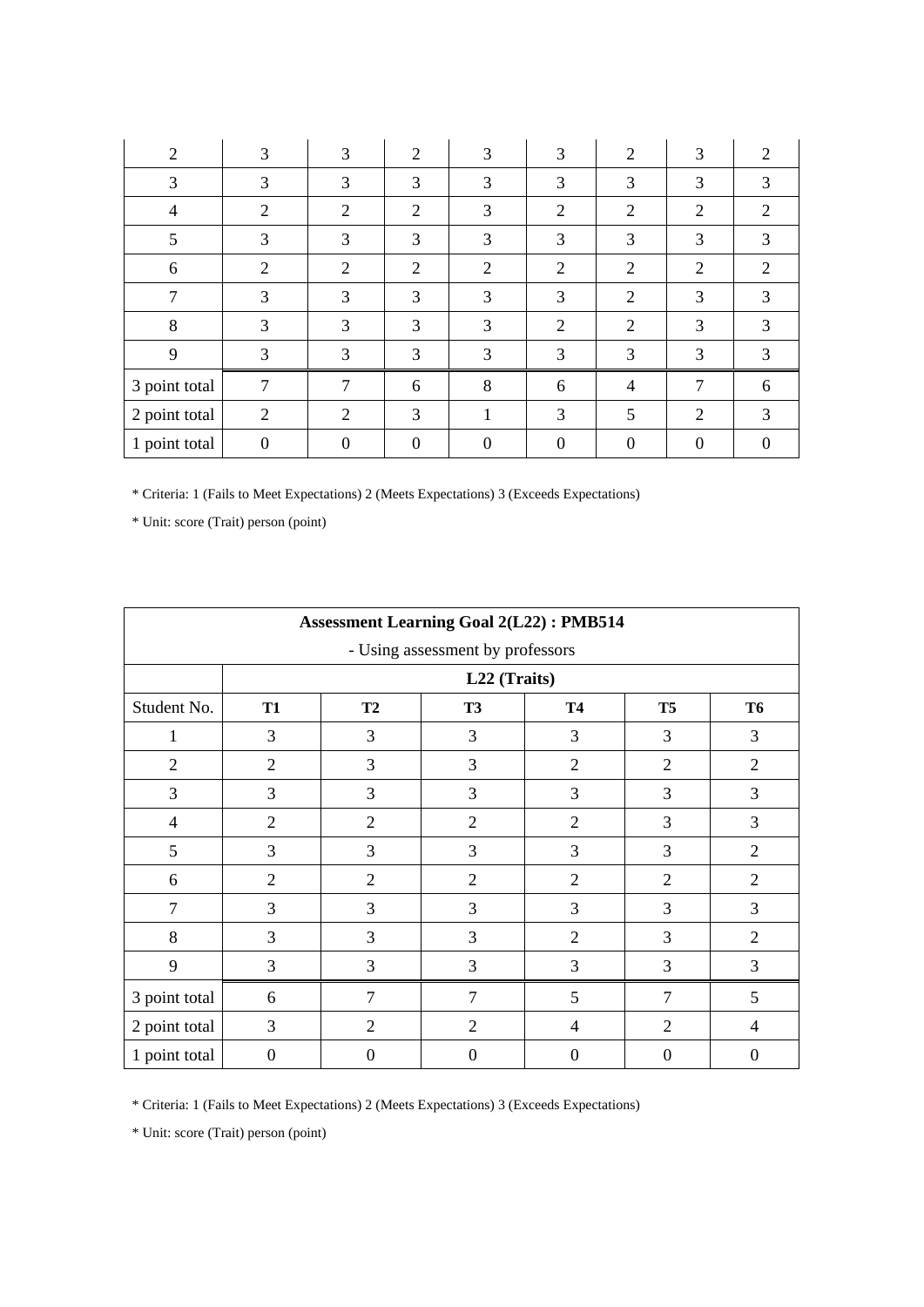| | | | | | | | | |
|---|---|---|---|---|---|---|---|---|
| 2 | 3 | 3 | 2 | 3 | 3 | 2 | 3 | 2 |
| 3 | 3 | 3 | 3 | 3 | 3 | 3 | 3 | 3 |
| 4 | 2 | 2 | 2 | 3 | 2 | 2 | 2 | 2 |
| 5 | 3 | 3 | 3 | 3 | 3 | 3 | 3 | 3 |
| 6 | 2 | 2 | 2 | 2 | 2 | 2 | 2 | 2 |
| 7 | 3 | 3 | 3 | 3 | 3 | 2 | 3 | 3 |
| 8 | 3 | 3 | 3 | 3 | 2 | 2 | 3 | 3 |
| 9 | 3 | 3 | 3 | 3 | 3 | 3 | 3 | 3 |
| 3 point total | 7 | 7 | 6 | 8 | 6 | 4 | 7 | 6 |
| 2 point total | 2 | 2 | 3 | 1 | 3 | 5 | 2 | 3 |
| 1 point total | 0 | 0 | 0 | 0 | 0 | 0 | 0 | 0 |

* Criteria: 1 (Fails to Meet Expectations) 2 (Meets Expectations) 3 (Exceeds Expectations)

* Unit: score (Trait) person (point)

| **Assessment Learning Goal 2(L22) : PMB514** | | | | | | |
|---|---|---|---|---|---|---|
| - Using assessment by professors | | | | | | |
| | **L22 (Traits)** | | | | | |
| Student No. | **T1** | **T2** | **T3** | **T4** | **T5** | **T6** |
| 1 | 3 | 3 | 3 | 3 | 3 | 3 |
| 2 | 2 | 3 | 3 | 2 | 2 | 2 |
| 3 | 3 | 3 | 3 | 3 | 3 | 3 |
| 4 | 2 | 2 | 2 | 2 | 3 | 3 |
| 5 | 3 | 3 | 3 | 3 | 3 | 2 |
| 6 | 2 | 2 | 2 | 2 | 2 | 2 |
| 7 | 3 | 3 | 3 | 3 | 3 | 3 |
| 8 | 3 | 3 | 3 | 2 | 3 | 2 |
| 9 | 3 | 3 | 3 | 3 | 3 | 3 |
| 3 point total | 6 | 7 | 7 | 5 | 7 | 5 |
| 2 point total | 3 | 2 | 2 | 4 | 2 | 4 |
| 1 point total | 0 | 0 | 0 | 0 | 0 | 0 |

* Criteria: 1 (Fails to Meet Expectations) 2 (Meets Expectations) 3 (Exceeds Expectations)

* Unit: score (Trait) person (point)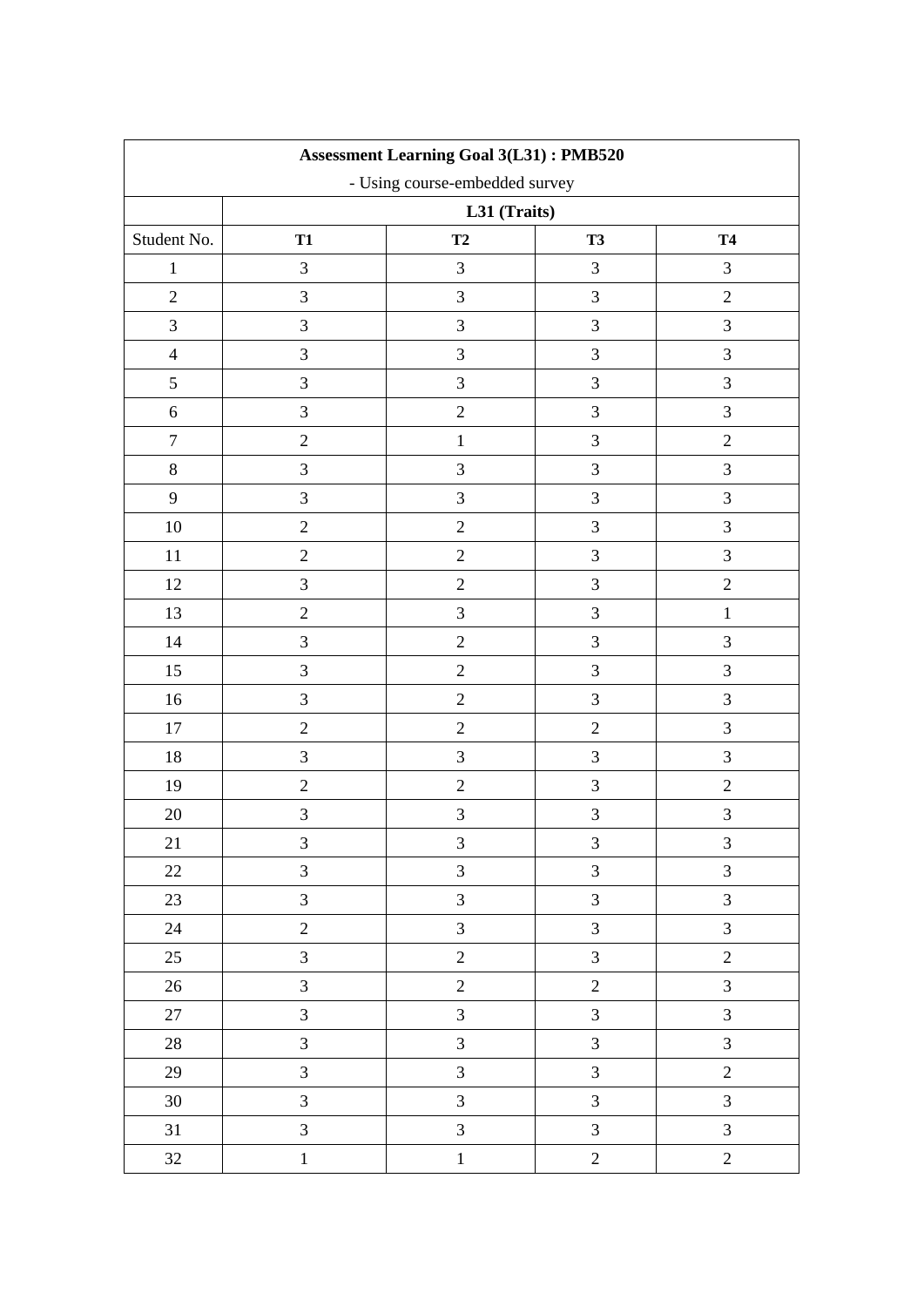| Assessment Learning Goal 3(L31) : PMB520 - Using course-embedded survey | | | | |
|---|---|---|---|---|
| | **L31 (Traits)** | | | |
| Student No. | **T1** | **T2** | **T3** | **T4** |
| 1 | 3 | 3 | 3 | 3 |
| 2 | 3 | 3 | 3 | 2 |
| 3 | 3 | 3 | 3 | 3 |
| 4 | 3 | 3 | 3 | 3 |
| 5 | 3 | 3 | 3 | 3 |
| 6 | 3 | 2 | 3 | 3 |
| 7 | 2 | 1 | 3 | 2 |
| 8 | 3 | 3 | 3 | 3 |
| 9 | 3 | 3 | 3 | 3 |
| 10 | 2 | 2 | 3 | 3 |
| 11 | 2 | 2 | 3 | 3 |
| 12 | 3 | 2 | 3 | 2 |
| 13 | 2 | 3 | 3 | 1 |
| 14 | 3 | 2 | 3 | 3 |
| 15 | 3 | 2 | 3 | 3 |
| 16 | 3 | 2 | 3 | 3 |
| 17 | 2 | 2 | 2 | 3 |
| 18 | 3 | 3 | 3 | 3 |
| 19 | 2 | 2 | 3 | 2 |
| 20 | 3 | 3 | 3 | 3 |
| 21 | 3 | 3 | 3 | 3 |
| 22 | 3 | 3 | 3 | 3 |
| 23 | 3 | 3 | 3 | 3 |
| 24 | 2 | 3 | 3 | 3 |
| 25 | 3 | 2 | 3 | 2 |
| 26 | 3 | 2 | 2 | 3 |
| 27 | 3 | 3 | 3 | 3 |
| 28 | 3 | 3 | 3 | 3 |
| 29 | 3 | 3 | 3 | 2 |
| 30 | 3 | 3 | 3 | 3 |
| 31 | 3 | 3 | 3 | 3 |
| 32 | 1 | 1 | 2 | 2 |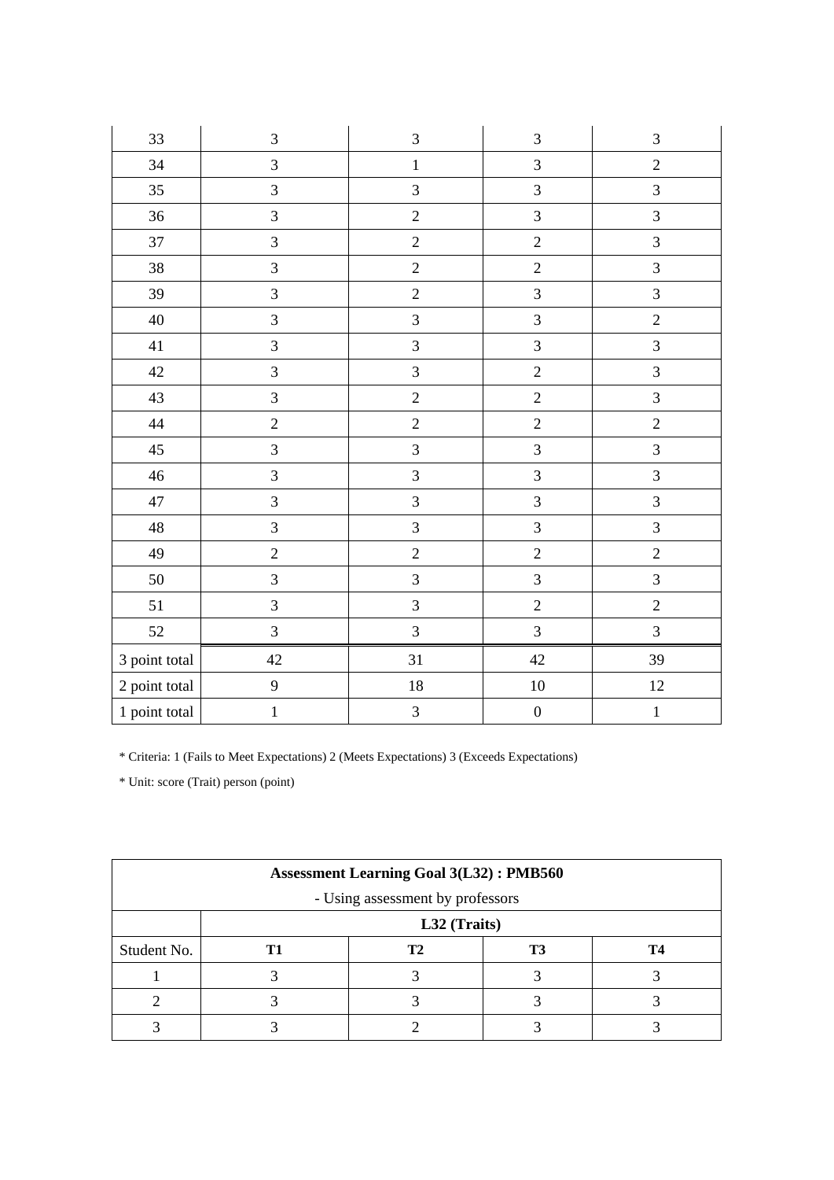| 33 | 3 | 3 | 3 | 3 |
|---|---|---|---|---|
| 34 | 3 | 1 | 3 | 2 |
| 35 | 3 | 3 | 3 | 3 |
| 36 | 3 | 2 | 3 | 3 |
| 37 | 3 | 2 | 2 | 3 |
| 38 | 3 | 2 | 2 | 3 |
| 39 | 3 | 2 | 3 | 3 |
| 40 | 3 | 3 | 3 | 2 |
| 41 | 3 | 3 | 3 | 3 |
| 42 | 3 | 3 | 2 | 3 |
| 43 | 3 | 2 | 2 | 3 |
| 44 | 2 | 2 | 2 | 2 |
| 45 | 3 | 3 | 3 | 3 |
| 46 | 3 | 3 | 3 | 3 |
| 47 | 3 | 3 | 3 | 3 |
| 48 | 3 | 3 | 3 | 3 |
| 49 | 2 | 2 | 2 | 2 |
| 50 | 3 | 3 | 3 | 3 |
| 51 | 3 | 3 | 2 | 2 |
| 52 | 3 | 3 | 3 | 3 |
| 3 point total | 42 | 31 | 42 | 39 |
| 2 point total | 9 | 18 | 10 | 12 |
| 1 point total | 1 | 3 | 0 | 1 |

* Criteria: 1 (Fails to Meet Expectations) 2 (Meets Expectations) 3 (Exceeds Expectations)

* Unit: score (Trait) person (point)

| **Assessment Learning Goal 3(L32) : PMB560**<br>- Using assessment by professors | | | | |
|---|---|---|---|---|
| | **L32 (Traits)** | | | |
| Student No. | **T1** | **T2** | **T3** | **T4** |
| 1 | 3 | 3 | 3 | 3 |
| 2 | 3 | 3 | 3 | 3 |
| 3 | 3 | 2 | 3 | 3 |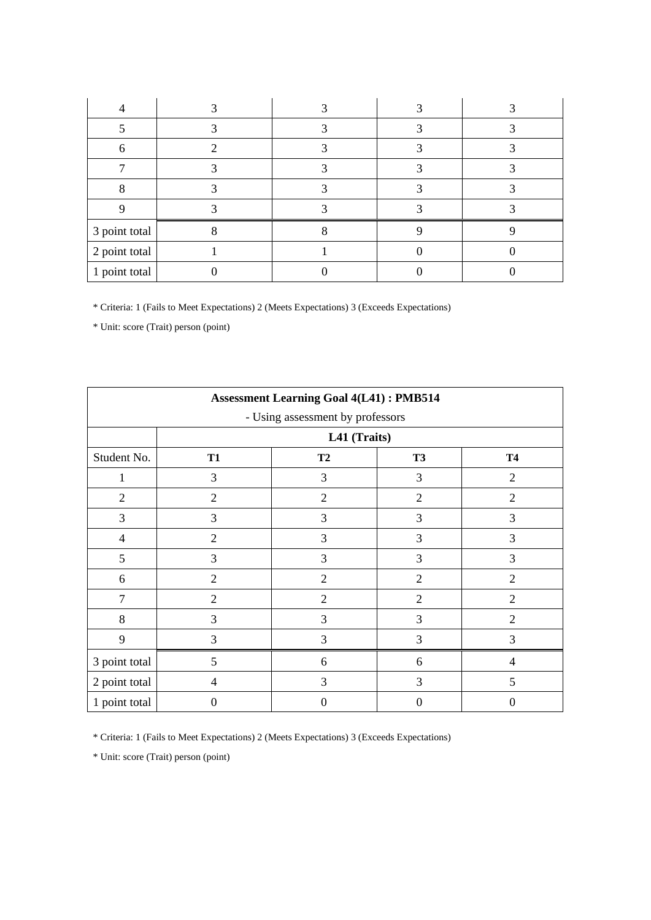| | | | | |
|---|---|---|---|---|
| 4 | 3 | 3 | 3 | 3 |
| 5 | 3 | 3 | 3 | 3 |
| 6 | 2 | 3 | 3 | 3 |
| 7 | 3 | 3 | 3 | 3 |
| 8 | 3 | 3 | 3 | 3 |
| 9 | 3 | 3 | 3 | 3 |
| 3 point total | 8 | 8 | 9 | 9 |
| 2 point total | 1 | 1 | 0 | 0 |
| 1 point total | 0 | 0 | 0 | 0 |

* Criteria: 1 (Fails to Meet Expectations) 2 (Meets Expectations) 3 (Exceeds Expectations)

* Unit: score (Trait) person (point)

| **Assessment Learning Goal 4(L41) : PMB514**<br>- Using assessment by professors | | | | |
|---|---|---|---|---|
| | **L41 (Traits)** | | | |
| Student No. | **T1** | **T2** | **T3** | **T4** |
| 1 | 3 | 3 | 3 | 2 |
| 2 | 2 | 2 | 2 | 2 |
| 3 | 3 | 3 | 3 | 3 |
| 4 | 2 | 3 | 3 | 3 |
| 5 | 3 | 3 | 3 | 3 |
| 6 | 2 | 2 | 2 | 2 |
| 7 | 2 | 2 | 2 | 2 |
| 8 | 3 | 3 | 3 | 2 |
| 9 | 3 | 3 | 3 | 3 |
| 3 point total | 5 | 6 | 6 | 4 |
| 2 point total | 4 | 3 | 3 | 5 |
| 1 point total | 0 | 0 | 0 | 0 |

* Criteria: 1 (Fails to Meet Expectations) 2 (Meets Expectations) 3 (Exceeds Expectations)

* Unit: score (Trait) person (point)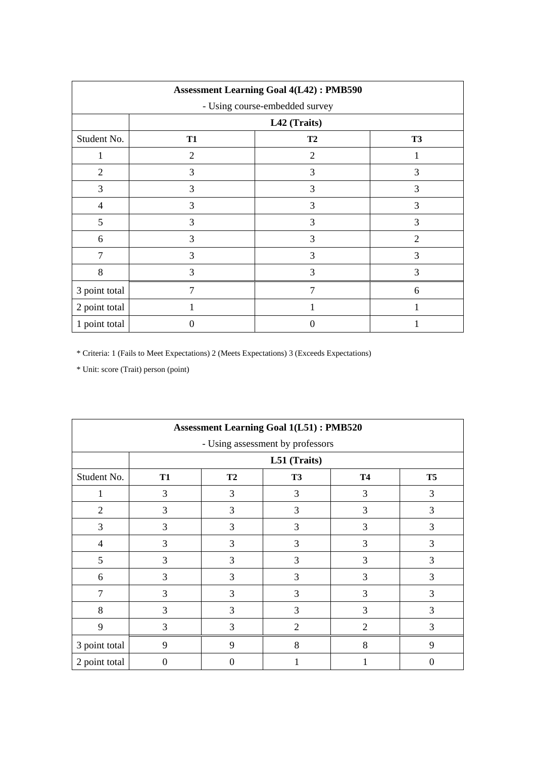| Assessment Learning Goal 4(L42) : PMB590 - Using course-embedded survey | | | |
|---|---|---|---|
| | L42 (Traits) | | |
| Student No. | T1 | T2 | T3 |
| 1 | 2 | 2 | 1 |
| 2 | 3 | 3 | 3 |
| 3 | 3 | 3 | 3 |
| 4 | 3 | 3 | 3 |
| 5 | 3 | 3 | 3 |
| 6 | 3 | 3 | 2 |
| 7 | 3 | 3 | 3 |
| 8 | 3 | 3 | 3 |
| 3 point total | 7 | 7 | 6 |
| 2 point total | 1 | 1 | 1 |
| 1 point total | 0 | 0 | 1 |

* Criteria: 1 (Fails to Meet Expectations) 2 (Meets Expectations) 3 (Exceeds Expectations)

* Unit: score (Trait) person (point)

| Assessment Learning Goal 1(L51) : PMB520 - Using assessment by professors | | | | | |
|---|---|---|---|---|---|
| | L51 (Traits) | | | | |
| Student No. | T1 | T2 | T3 | T4 | T5 |
| 1 | 3 | 3 | 3 | 3 | 3 |
| 2 | 3 | 3 | 3 | 3 | 3 |
| 3 | 3 | 3 | 3 | 3 | 3 |
| 4 | 3 | 3 | 3 | 3 | 3 |
| 5 | 3 | 3 | 3 | 3 | 3 |
| 6 | 3 | 3 | 3 | 3 | 3 |
| 7 | 3 | 3 | 3 | 3 | 3 |
| 8 | 3 | 3 | 3 | 3 | 3 |
| 9 | 3 | 3 | 2 | 2 | 3 |
| 3 point total | 9 | 9 | 8 | 8 | 9 |
| 2 point total | 0 | 0 | 1 | 1 | 0 |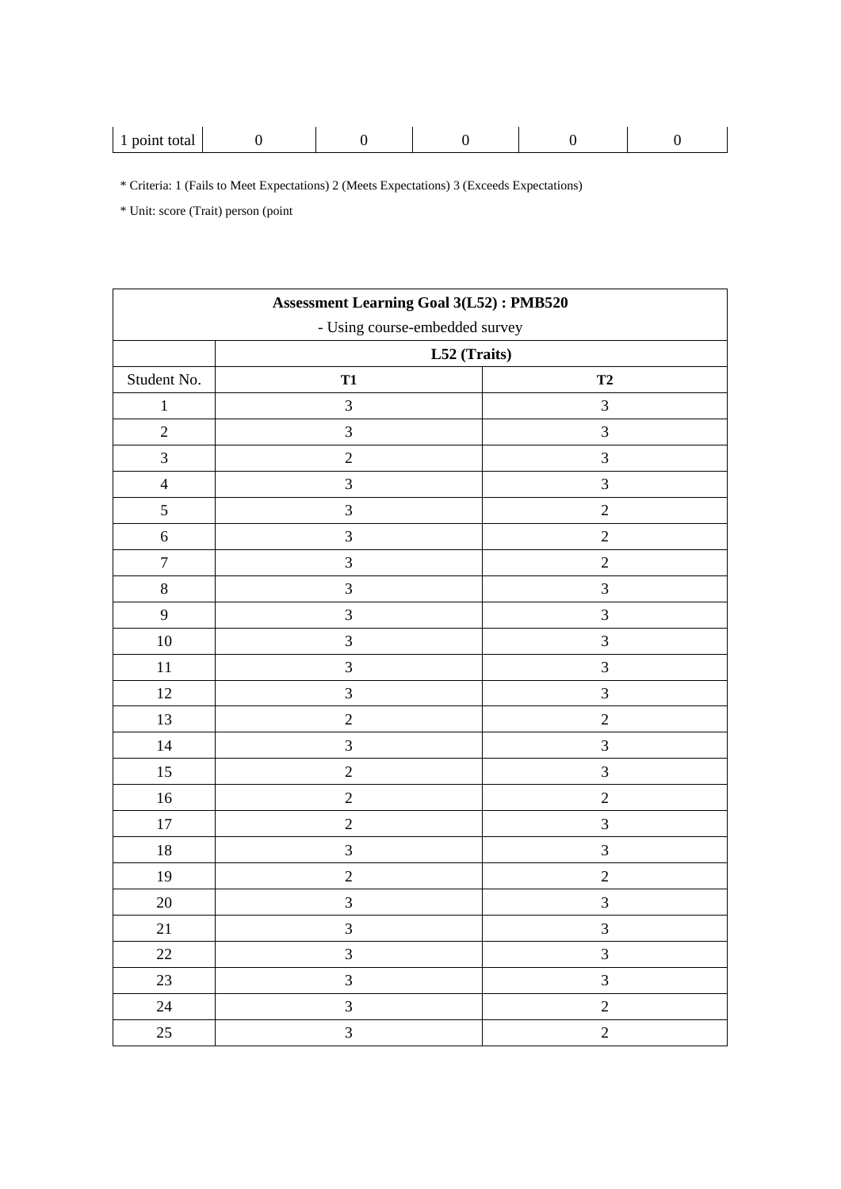| 1 point total | 0 | 0 | 0 | 0 | 0 |
|---|---|---|---|---|---|

* Criteria: 1 (Fails to Meet Expectations) 2 (Meets Expectations) 3 (Exceeds Expectations)

* Unit: score (Trait) person (point

| **Assessment Learning Goal 3(L52) : PMB520**<br>- Using course-embedded survey | | |
|---|---|---|
| | **L52 (Traits)** | |
| Student No. | **T1** | **T2** |
| 1 | 3 | 3 |
| 2 | 3 | 3 |
| 3 | 2 | 3 |
| 4 | 3 | 3 |
| 5 | 3 | 2 |
| 6 | 3 | 2 |
| 7 | 3 | 2 |
| 8 | 3 | 3 |
| 9 | 3 | 3 |
| 10 | 3 | 3 |
| 11 | 3 | 3 |
| 12 | 3 | 3 |
| 13 | 2 | 2 |
| 14 | 3 | 3 |
| 15 | 2 | 3 |
| 16 | 2 | 2 |
| 17 | 2 | 3 |
| 18 | 3 | 3 |
| 19 | 2 | 2 |
| 20 | 3 | 3 |
| 21 | 3 | 3 |
| 22 | 3 | 3 |
| 23 | 3 | 3 |
| 24 | 3 | 2 |
| 25 | 3 | 2 |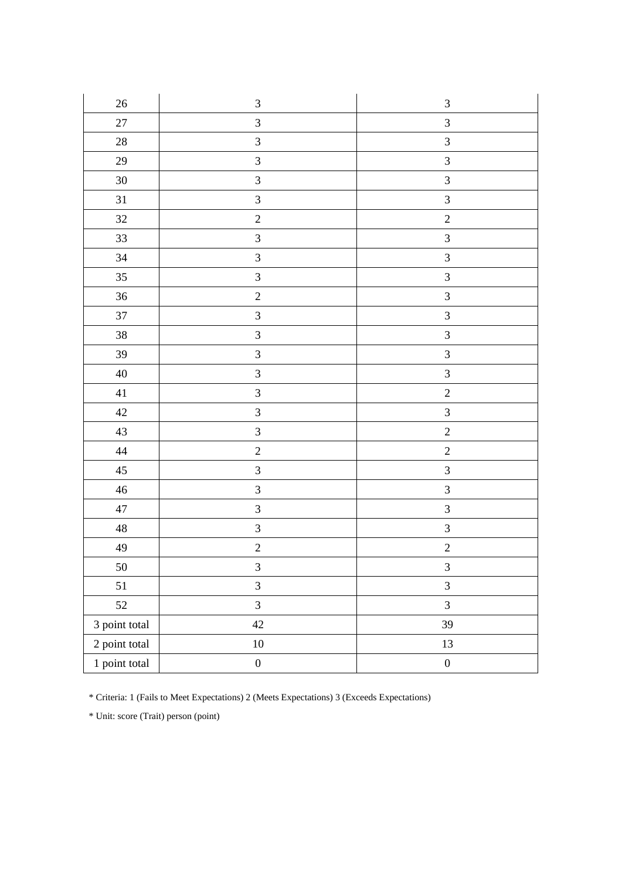| 26 | 3 | 3 |
|---|---|---|
| 27 | 3 | 3 |
| 28 | 3 | 3 |
| 29 | 3 | 3 |
| 30 | 3 | 3 |
| 31 | 3 | 3 |
| 32 | 2 | 2 |
| 33 | 3 | 3 |
| 34 | 3 | 3 |
| 35 | 3 | 3 |
| 36 | 2 | 3 |
| 37 | 3 | 3 |
| 38 | 3 | 3 |
| 39 | 3 | 3 |
| 40 | 3 | 3 |
| 41 | 3 | 2 |
| 42 | 3 | 3 |
| 43 | 3 | 2 |
| 44 | 2 | 2 |
| 45 | 3 | 3 |
| 46 | 3 | 3 |
| 47 | 3 | 3 |
| 48 | 3 | 3 |
| 49 | 2 | 2 |
| 50 | 3 | 3 |
| 51 | 3 | 3 |
| 52 | 3 | 3 |
| 3 point total | 42 | 39 |
| 2 point total | 10 | 13 |
| 1 point total | 0 | 0 |

* Criteria: 1 (Fails to Meet Expectations) 2 (Meets Expectations) 3 (Exceeds Expectations)

* Unit: score (Trait) person (point)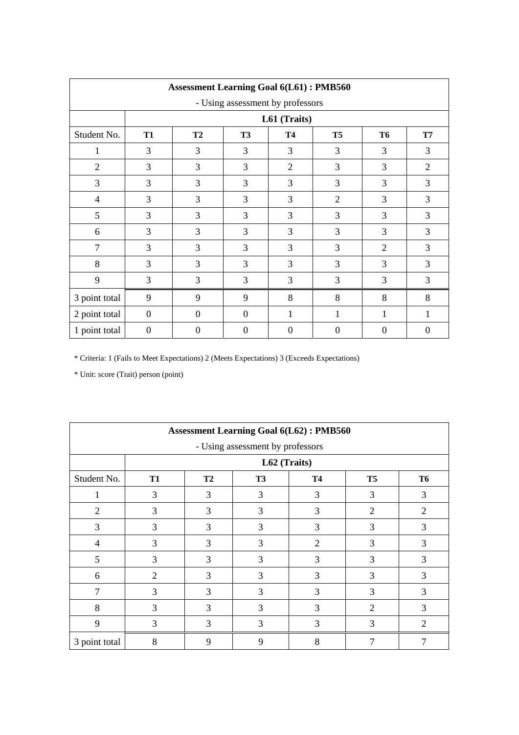| Assessment Learning Goal 6(L61) : PMB560<br>- Using assessment by professors | | | | | | | |
|---|---|---|---|---|---|---|---|
| | **L61 (Traits)** | | | | | | |
| Student No. | **T1** | **T2** | **T3** | **T4** | **T5** | **T6** | **T7** |
| 1 | 3 | 3 | 3 | 3 | 3 | 3 | 3 |
| 2 | 3 | 3 | 3 | 2 | 3 | 3 | 2 |
| 3 | 3 | 3 | 3 | 3 | 3 | 3 | 3 |
| 4 | 3 | 3 | 3 | 3 | 2 | 3 | 3 |
| 5 | 3 | 3 | 3 | 3 | 3 | 3 | 3 |
| 6 | 3 | 3 | 3 | 3 | 3 | 3 | 3 |
| 7 | 3 | 3 | 3 | 3 | 3 | 2 | 3 |
| 8 | 3 | 3 | 3 | 3 | 3 | 3 | 3 |
| 9 | 3 | 3 | 3 | 3 | 3 | 3 | 3 |
| 3 point total | 9 | 9 | 9 | 8 | 8 | 8 | 8 |
| 2 point total | 0 | 0 | 0 | 1 | 1 | 1 | 1 |
| 1 point total | 0 | 0 | 0 | 0 | 0 | 0 | 0 |

* Criteria: 1 (Fails to Meet Expectations) 2 (Meets Expectations) 3 (Exceeds Expectations)

* Unit: score (Trait) person (point)

| Assessment Learning Goal 6(L62) : PMB560<br>- Using assessment by professors | | | | | | |
|---|---|---|---|---|---|---|
| | **L62 (Traits)** | | | | | |
| Student No. | **T1** | **T2** | **T3** | **T4** | **T5** | **T6** |
| 1 | 3 | 3 | 3 | 3 | 3 | 3 |
| 2 | 3 | 3 | 3 | 3 | 2 | 2 |
| 3 | 3 | 3 | 3 | 3 | 3 | 3 |
| 4 | 3 | 3 | 3 | 2 | 3 | 3 |
| 5 | 3 | 3 | 3 | 3 | 3 | 3 |
| 6 | 2 | 3 | 3 | 3 | 3 | 3 |
| 7 | 3 | 3 | 3 | 3 | 3 | 3 |
| 8 | 3 | 3 | 3 | 3 | 2 | 3 |
| 9 | 3 | 3 | 3 | 3 | 3 | 2 |
| 3 point total | 8 | 9 | 9 | 8 | 7 | 7 |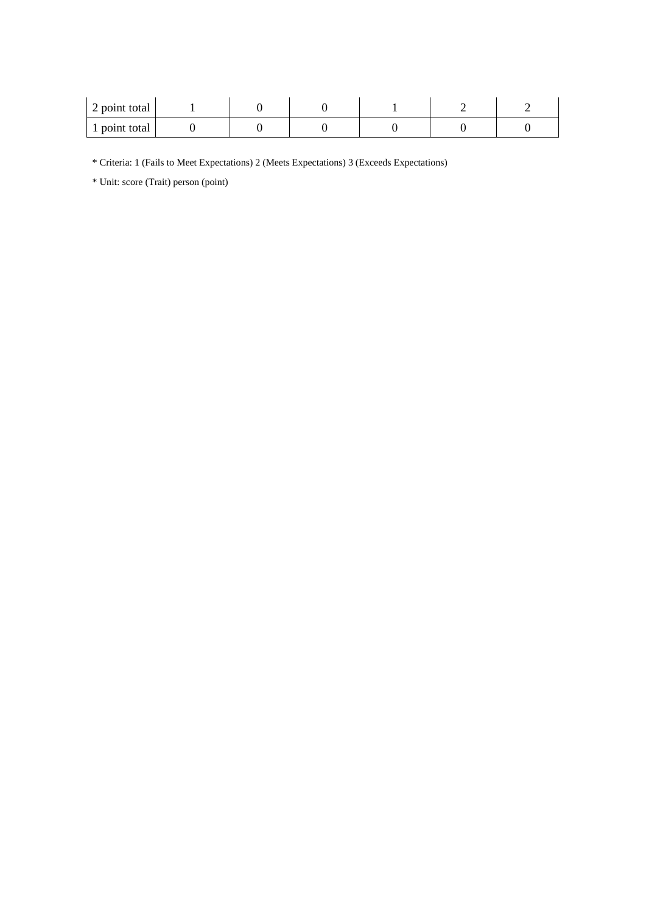| | | | | | | |
|---|---|---|---|---|---|---|
| 2 point total | 1 | 0 | 0 | 1 | 2 | 2 |
| 1 point total | 0 | 0 | 0 | 0 | 0 | 0 |

* Criteria: 1 (Fails to Meet Expectations) 2 (Meets Expectations) 3 (Exceeds Expectations)

* Unit: score (Trait) person (point)